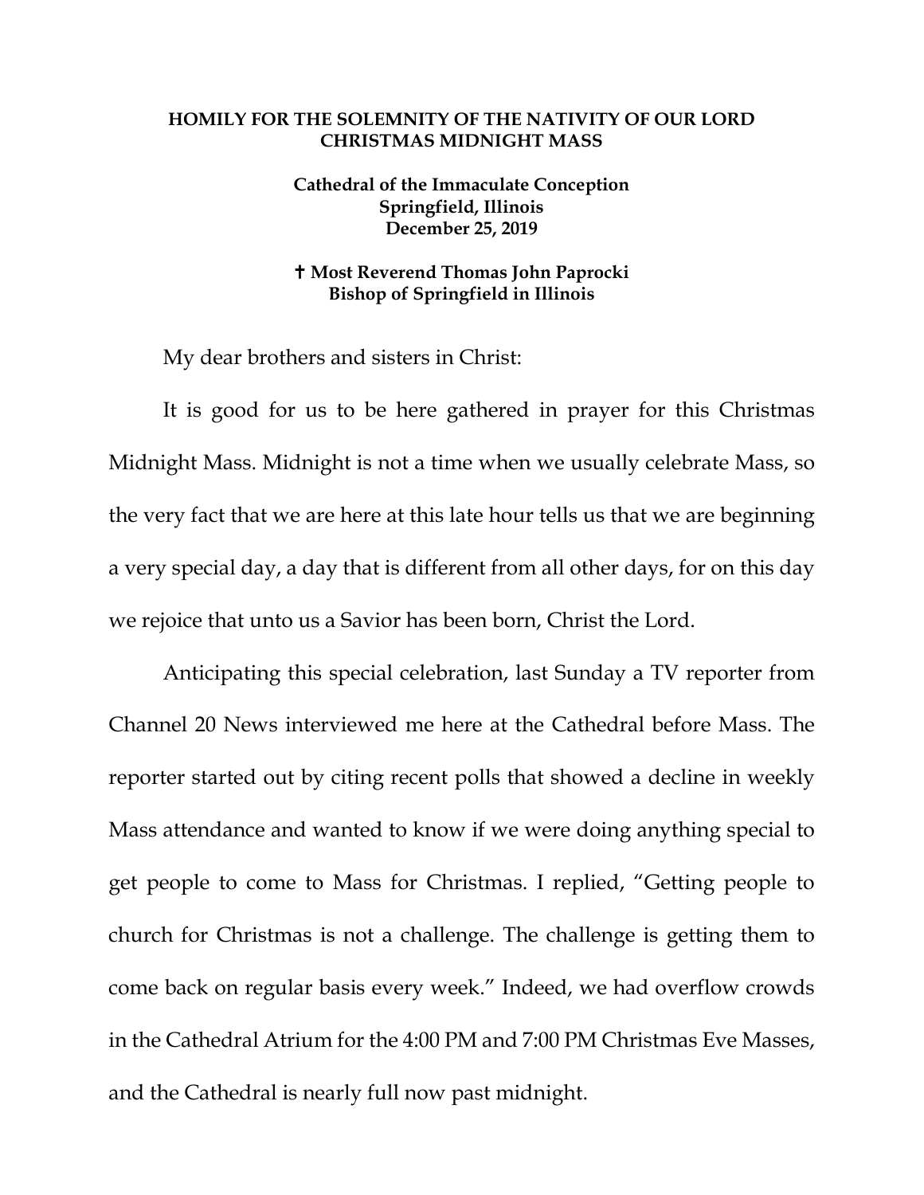**HOMILY FOR THE SOLEMNITY OF THE NATIVITY OF OUR LORD**
**CHRISTMAS MIDNIGHT MASS**

**Cathedral of the Immaculate Conception**
**Springfield, Illinois**
**December 25, 2019**

**✝ Most Reverend Thomas John Paprocki**
**Bishop of Springfield in Illinois**

My dear brothers and sisters in Christ:

It is good for us to be here gathered in prayer for this Christmas Midnight Mass. Midnight is not a time when we usually celebrate Mass, so the very fact that we are here at this late hour tells us that we are beginning a very special day, a day that is different from all other days, for on this day we rejoice that unto us a Savior has been born, Christ the Lord.

Anticipating this special celebration, last Sunday a TV reporter from Channel 20 News interviewed me here at the Cathedral before Mass. The reporter started out by citing recent polls that showed a decline in weekly Mass attendance and wanted to know if we were doing anything special to get people to come to Mass for Christmas. I replied, "Getting people to church for Christmas is not a challenge. The challenge is getting them to come back on regular basis every week." Indeed, we had overflow crowds in the Cathedral Atrium for the 4:00 PM and 7:00 PM Christmas Eve Masses, and the Cathedral is nearly full now past midnight.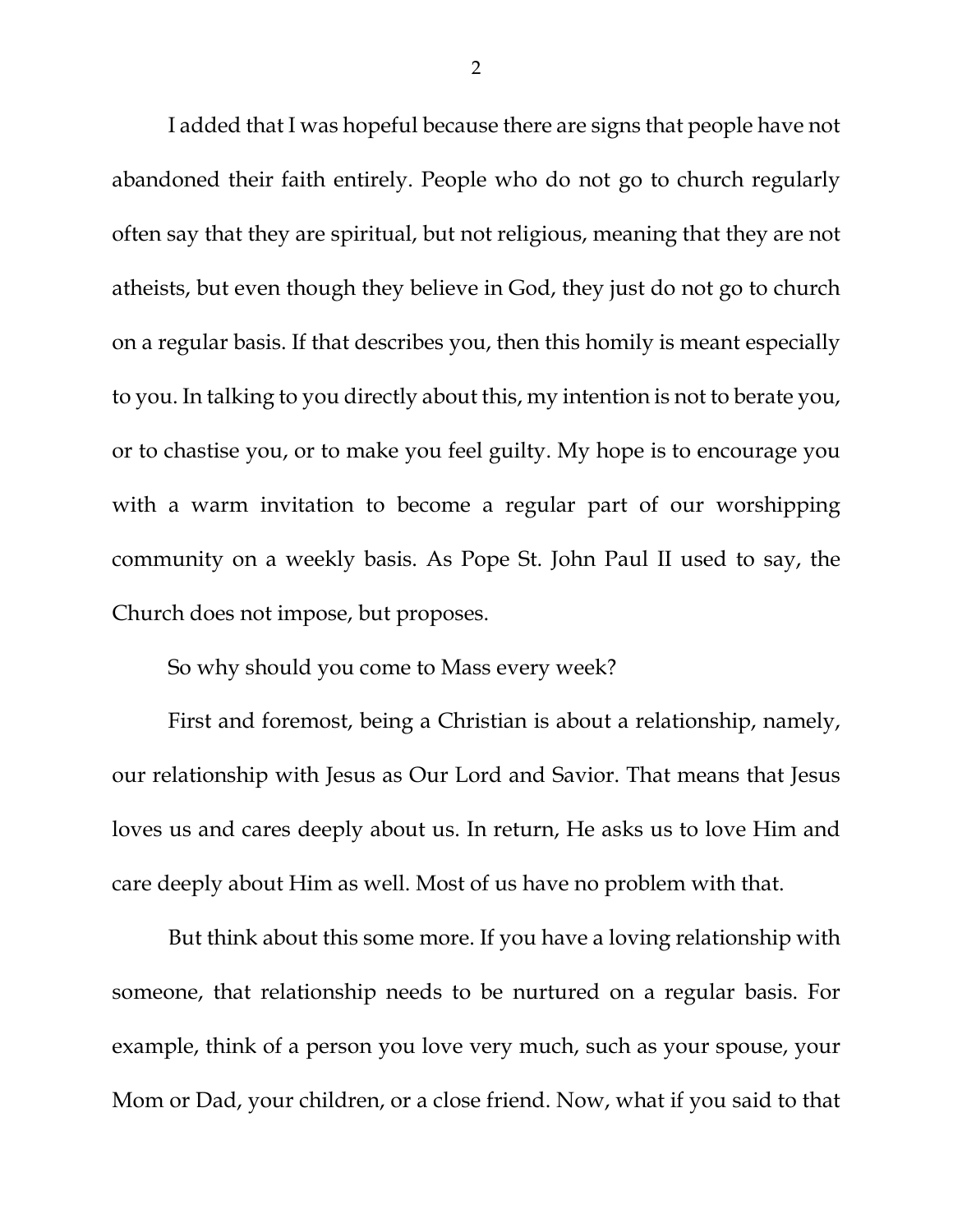I added that I was hopeful because there are signs that people have not abandoned their faith entirely. People who do not go to church regularly often say that they are spiritual, but not religious, meaning that they are not atheists, but even though they believe in God, they just do not go to church on a regular basis. If that describes you, then this homily is meant especially to you. In talking to you directly about this, my intention is not to berate you, or to chastise you, or to make you feel guilty. My hope is to encourage you with a warm invitation to become a regular part of our worshipping community on a weekly basis. As Pope St. John Paul II used to say, the Church does not impose, but proposes.

So why should you come to Mass every week?

First and foremost, being a Christian is about a relationship, namely, our relationship with Jesus as Our Lord and Savior. That means that Jesus loves us and cares deeply about us. In return, He asks us to love Him and care deeply about Him as well. Most of us have no problem with that.

But think about this some more. If you have a loving relationship with someone, that relationship needs to be nurtured on a regular basis. For example, think of a person you love very much, such as your spouse, your Mom or Dad, your children, or a close friend. Now, what if you said to that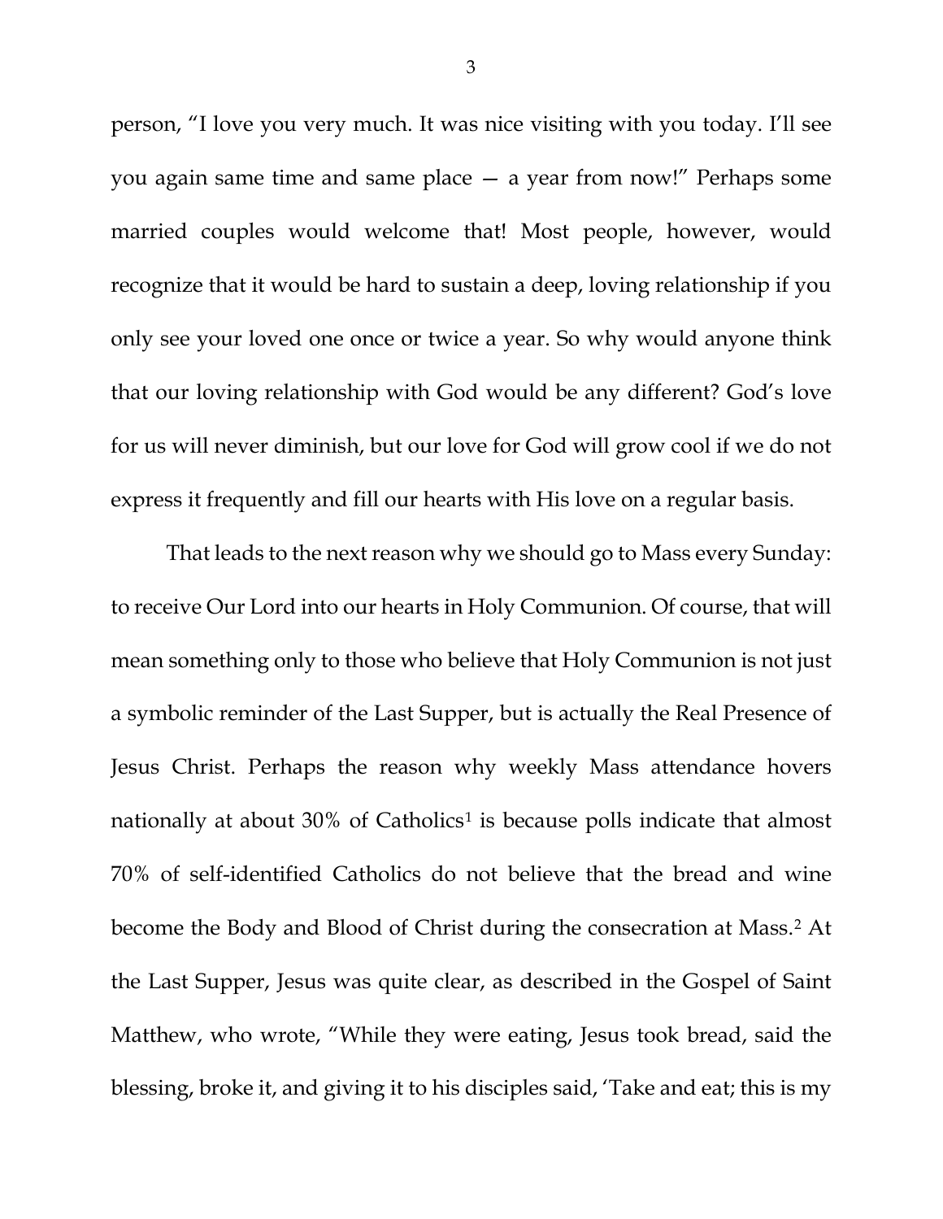person, "I love you very much. It was nice visiting with you today. I'll see you again same time and same place — a year from now!" Perhaps some married couples would welcome that! Most people, however, would recognize that it would be hard to sustain a deep, loving relationship if you only see your loved one once or twice a year. So why would anyone think that our loving relationship with God would be any different? God's love for us will never diminish, but our love for God will grow cool if we do not express it frequently and fill our hearts with His love on a regular basis.

That leads to the next reason why we should go to Mass every Sunday: to receive Our Lord into our hearts in Holy Communion. Of course, that will mean something only to those who believe that Holy Communion is not just a symbolic reminder of the Last Supper, but is actually the Real Presence of Jesus Christ. Perhaps the reason why weekly Mass attendance hovers nationally at about 30% of Catholics[1] is because polls indicate that almost 70% of self-identified Catholics do not believe that the bread and wine become the Body and Blood of Christ during the consecration at Mass.[2] At the Last Supper, Jesus was quite clear, as described in the Gospel of Saint Matthew, who wrote, "While they were eating, Jesus took bread, said the blessing, broke it, and giving it to his disciples said, 'Take and eat; this is my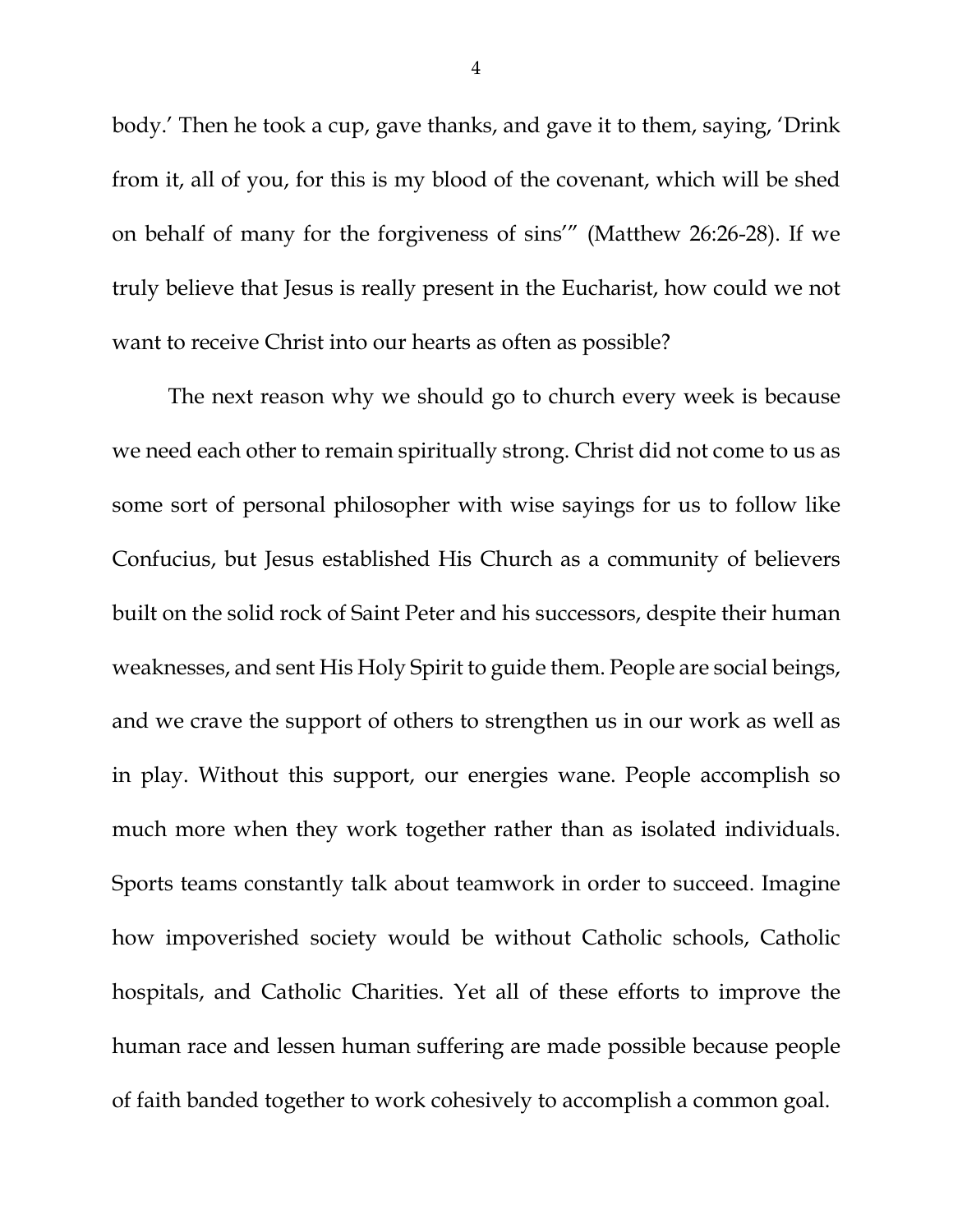body.' Then he took a cup, gave thanks, and gave it to them, saying, 'Drink from it, all of you, for this is my blood of the covenant, which will be shed on behalf of many for the forgiveness of sins'" (Matthew 26:26-28). If we truly believe that Jesus is really present in the Eucharist, how could we not want to receive Christ into our hearts as often as possible?

The next reason why we should go to church every week is because we need each other to remain spiritually strong. Christ did not come to us as some sort of personal philosopher with wise sayings for us to follow like Confucius, but Jesus established His Church as a community of believers built on the solid rock of Saint Peter and his successors, despite their human weaknesses, and sent His Holy Spirit to guide them. People are social beings, and we crave the support of others to strengthen us in our work as well as in play. Without this support, our energies wane. People accomplish so much more when they work together rather than as isolated individuals. Sports teams constantly talk about teamwork in order to succeed. Imagine how impoverished society would be without Catholic schools, Catholic hospitals, and Catholic Charities. Yet all of these efforts to improve the human race and lessen human suffering are made possible because people of faith banded together to work cohesively to accomplish a common goal.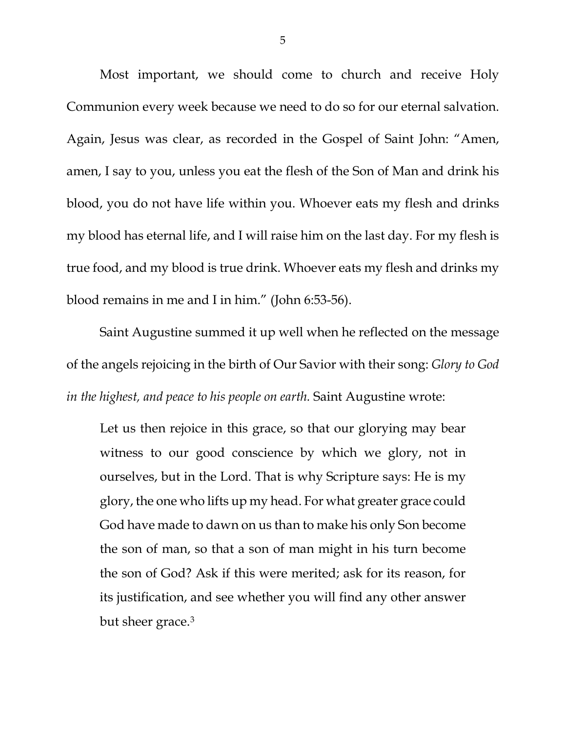Most important, we should come to church and receive Holy Communion every week because we need to do so for our eternal salvation. Again, Jesus was clear, as recorded in the Gospel of Saint John: "Amen, amen, I say to you, unless you eat the flesh of the Son of Man and drink his blood, you do not have life within you. Whoever eats my flesh and drinks my blood has eternal life, and I will raise him on the last day. For my flesh is true food, and my blood is true drink. Whoever eats my flesh and drinks my blood remains in me and I in him." (John 6:53-56).

Saint Augustine summed it up well when he reflected on the message of the angels rejoicing in the birth of Our Savior with their song: *Glory to God in the highest, and peace to his people on earth.* Saint Augustine wrote:

> Let us then rejoice in this grace, so that our glorying may bear witness to our good conscience by which we glory, not in ourselves, but in the Lord. That is why Scripture says: He is my glory, the one who lifts up my head. For what greater grace could God have made to dawn on us than to make his only Son become the son of man, so that a son of man might in his turn become the son of God? Ask if this were merited; ask for its reason, for its justification, and see whether you will find any other answer but sheer grace.[3]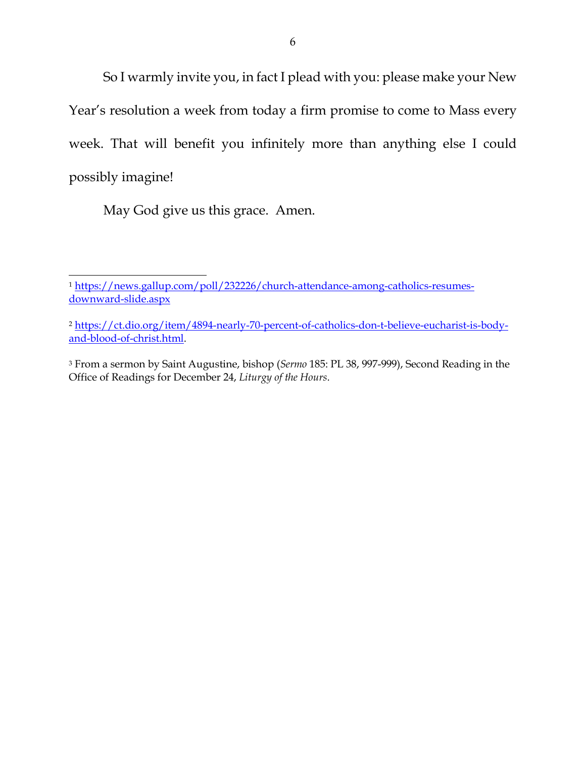So I warmly invite you, in fact I plead with you: please make your New Year's resolution a week from today a firm promise to come to Mass every week. That will benefit you infinitely more than anything else I could possibly imagine!

May God give us this grace. Amen.

---

[1] https://news.gallup.com/poll/232226/church-attendance-among-catholics-resumes-downward-slide.aspx

[2] https://ct.dio.org/item/4894-nearly-70-percent-of-catholics-don-t-believe-eucharist-is-body-and-blood-of-christ.html.

[3] From a sermon by Saint Augustine, bishop (*Sermo* 185: PL 38, 997-999), Second Reading in the Office of Readings for December 24, *Liturgy of the Hours*.